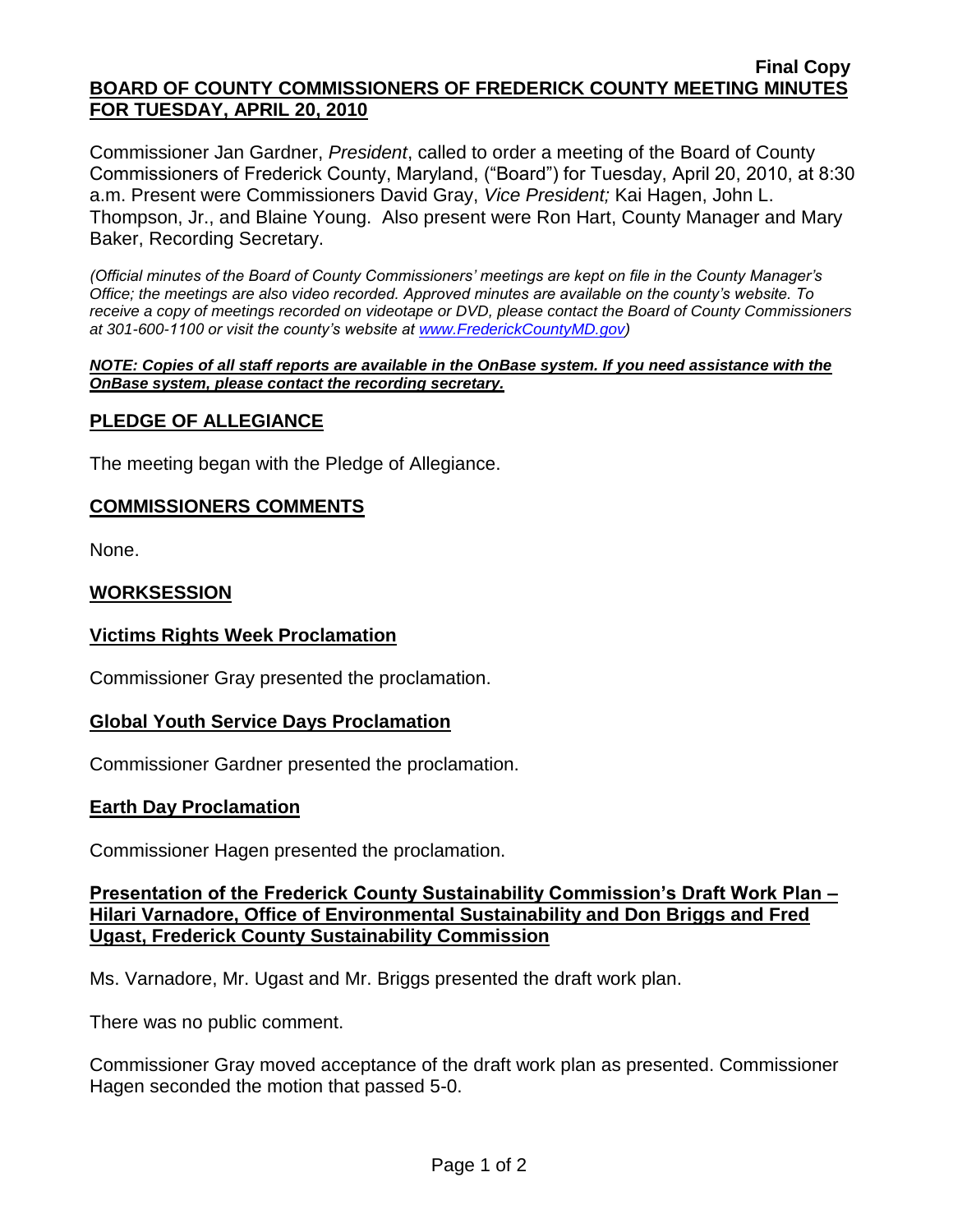**Final Copy**

# BOARD OF COUNTY COMMISSIONERS OF FREDERICK COUNTY MEETING MINUTES FOR TUESDAY, APRIL 20, 2010

Commissioner Jan Gardner, *President*, called to order a meeting of the Board of County Commissioners of Frederick County, Maryland, ("Board") for Tuesday, April 20, 2010, at 8:30 a.m. Present were Commissioners David Gray, *Vice President;* Kai Hagen, John L. Thompson, Jr., and Blaine Young. Also present were Ron Hart, County Manager and Mary Baker, Recording Secretary.

*(Official minutes of the Board of County Commissioners' meetings are kept on file in the County Manager's Office; the meetings are also video recorded. Approved minutes are available on the county's website. To receive a copy of meetings recorded on videotape or DVD, please contact the Board of County Commissioners at 301-600-1100 or visit the county's website at www.FrederickCountyMD.gov)*

***NOTE: Copies of all staff reports are available in the OnBase system. If you need assistance with the OnBase system, please contact the recording secretary.***

## PLEDGE OF ALLEGIANCE

The meeting began with the Pledge of Allegiance.

## COMMISSIONERS COMMENTS

None.

## WORKSESSION

### Victims Rights Week Proclamation

Commissioner Gray presented the proclamation.

### Global Youth Service Days Proclamation

Commissioner Gardner presented the proclamation.

### Earth Day Proclamation

Commissioner Hagen presented the proclamation.

### Presentation of the Frederick County Sustainability Commission's Draft Work Plan – Hilari Varnadore, Office of Environmental Sustainability and Don Briggs and Fred Ugast, Frederick County Sustainability Commission

Ms. Varnadore, Mr. Ugast and Mr. Briggs presented the draft work plan.

There was no public comment.

Commissioner Gray moved acceptance of the draft work plan as presented. Commissioner Hagen seconded the motion that passed 5-0.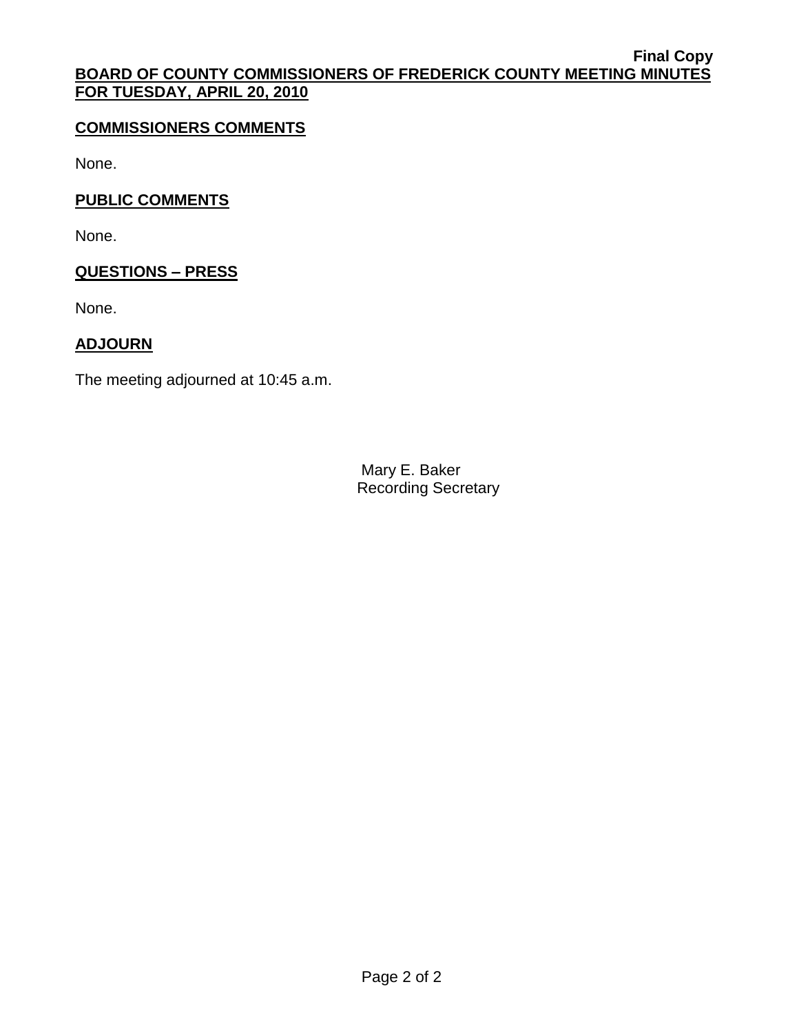## COMMISSIONERS COMMENTS

None.

## PUBLIC COMMENTS

None.

## QUESTIONS – PRESS

None.

## ADJOURN

The meeting adjourned at 10:45 a.m.

Mary E. Baker
Recording Secretary